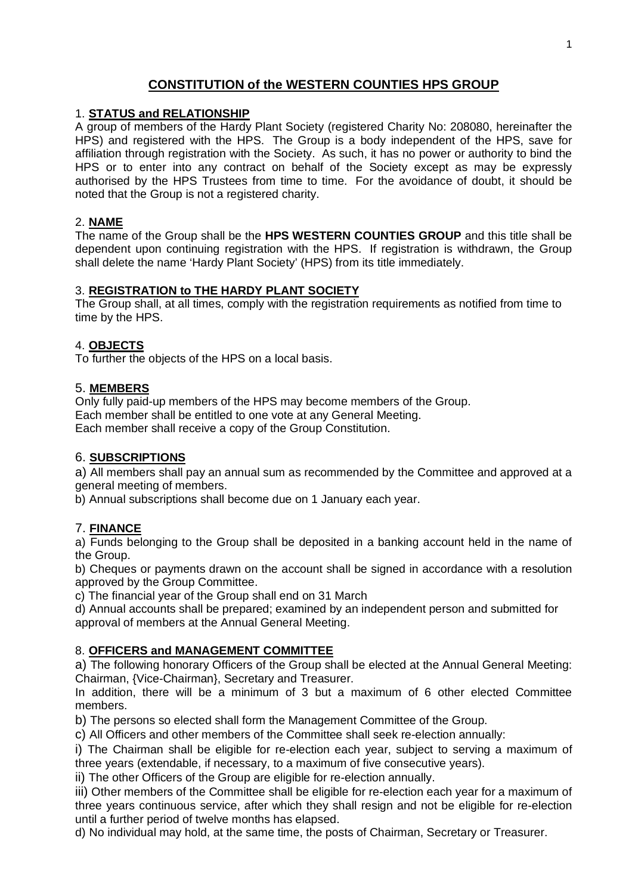# CONSTITUTION of the WESTERN COUNTIES HPS GROUP

## 1. STATUS and RELATIONSHIP

A group of members of the Hardy Plant Society (registered Charity No: 208080, hereinafter the HPS) and registered with the HPS. The Group is a body independent of the HPS, save for affiliation through registration with the Society. As such, it has no power or authority to bind the HPS or to enter into any contract on behalf of the Society except as may be expressly authorised by the HPS Trustees from time to time. For the avoidance of doubt, it should be noted that the Group is not a registered charity.

## 2. NAME

The name of the Group shall be the **HPS WESTERN COUNTIES GROUP** and this title shall be dependent upon continuing registration with the HPS. If registration is withdrawn, the Group shall delete the name 'Hardy Plant Society' (HPS) from its title immediately.

## 3. REGISTRATION to THE HARDY PLANT SOCIETY

The Group shall, at all times, comply with the registration requirements as notified from time to time by the HPS.

## 4. OBJECTS

To further the objects of the HPS on a local basis.

## 5. MEMBERS

Only fully paid-up members of the HPS may become members of the Group.
Each member shall be entitled to one vote at any General Meeting.
Each member shall receive a copy of the Group Constitution.

## 6. SUBSCRIPTIONS

a) All members shall pay an annual sum as recommended by the Committee and approved at a general meeting of members.

b) Annual subscriptions shall become due on 1 January each year.

## 7. FINANCE

a) Funds belonging to the Group shall be deposited in a banking account held in the name of the Group.

b) Cheques or payments drawn on the account shall be signed in accordance with a resolution approved by the Group Committee.

c) The financial year of the Group shall end on 31 March

d) Annual accounts shall be prepared; examined by an independent person and submitted for approval of members at the Annual General Meeting.

## 8. OFFICERS and MANAGEMENT COMMITTEE

a) The following honorary Officers of the Group shall be elected at the Annual General Meeting: Chairman, {Vice-Chairman}, Secretary and Treasurer.

In addition, there will be a minimum of 3 but a maximum of 6 other elected Committee members.

b) The persons so elected shall form the Management Committee of the Group.

c) All Officers and other members of the Committee shall seek re-election annually:

i) The Chairman shall be eligible for re-election each year, subject to serving a maximum of three years (extendable, if necessary, to a maximum of five consecutive years).

ii) The other Officers of the Group are eligible for re-election annually.

iii) Other members of the Committee shall be eligible for re-election each year for a maximum of three years continuous service, after which they shall resign and not be eligible for re-election until a further period of twelve months has elapsed.

d) No individual may hold, at the same time, the posts of Chairman, Secretary or Treasurer.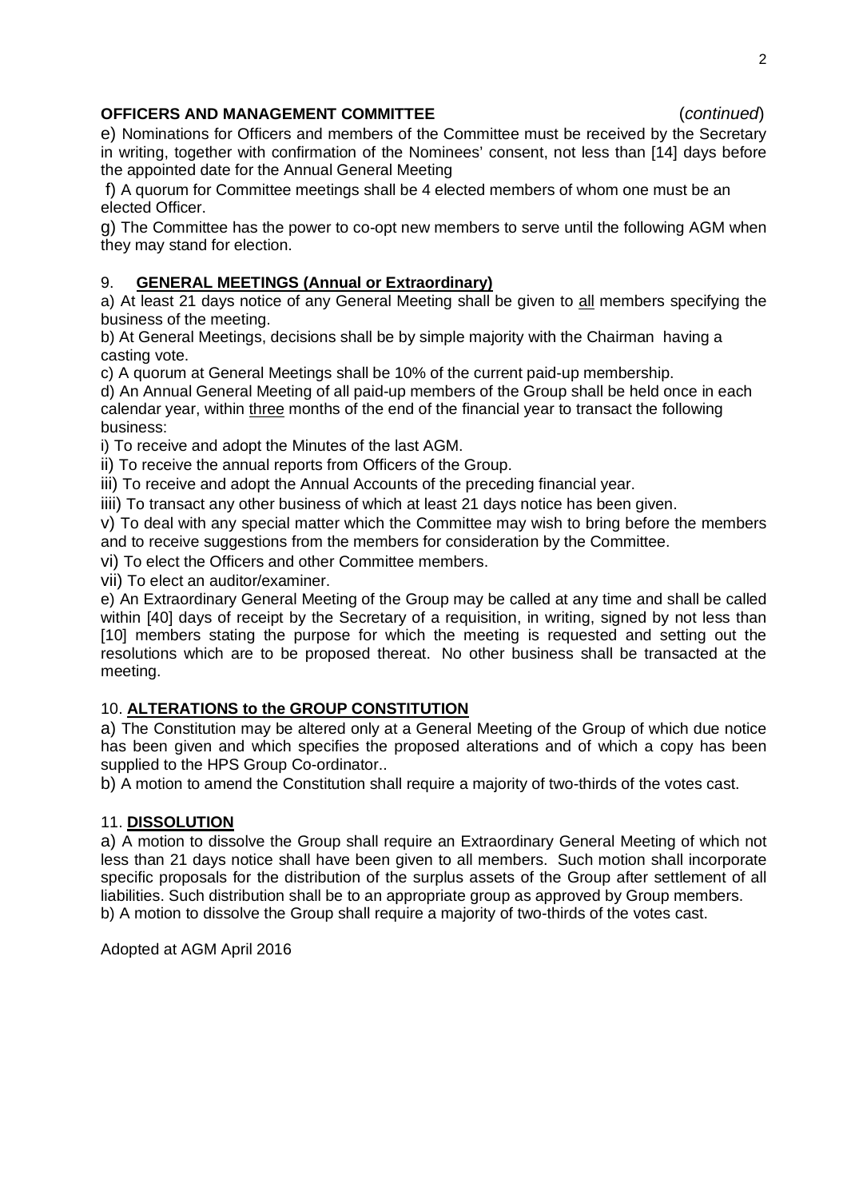**OFFICERS AND MANAGEMENT COMMITTEE** (*continued*)

e) Nominations for Officers and members of the Committee must be received by the Secretary in writing, together with confirmation of the Nominees' consent, not less than [14] days before the appointed date for the Annual General Meeting

f) A quorum for Committee meetings shall be 4 elected members of whom one must be an elected Officer.

g) The Committee has the power to co-opt new members to serve until the following AGM when they may stand for election.

## 9. **GENERAL MEETINGS (Annual or Extraordinary)**

a) At least 21 days notice of any General Meeting shall be given to <u>all</u> members specifying the business of the meeting.

b) At General Meetings, decisions shall be by simple majority with the Chairman having a casting vote.

c) A quorum at General Meetings shall be 10% of the current paid-up membership.

d) An Annual General Meeting of all paid-up members of the Group shall be held once in each calendar year, within <u>three</u> months of the end of the financial year to transact the following business:

i) To receive and adopt the Minutes of the last AGM.

ii) To receive the annual reports from Officers of the Group.

iii) To receive and adopt the Annual Accounts of the preceding financial year.

iiii) To transact any other business of which at least 21 days notice has been given.

v) To deal with any special matter which the Committee may wish to bring before the members and to receive suggestions from the members for consideration by the Committee.

vi) To elect the Officers and other Committee members.

vii) To elect an auditor/examiner.

e) An Extraordinary General Meeting of the Group may be called at any time and shall be called within [40] days of receipt by the Secretary of a requisition, in writing, signed by not less than [10] members stating the purpose for which the meeting is requested and setting out the resolutions which are to be proposed thereat. No other business shall be transacted at the meeting.

## 10. **ALTERATIONS to the GROUP CONSTITUTION**

a) The Constitution may be altered only at a General Meeting of the Group of which due notice has been given and which specifies the proposed alterations and of which a copy has been supplied to the HPS Group Co-ordinator..

b) A motion to amend the Constitution shall require a majority of two-thirds of the votes cast.

## 11. **DISSOLUTION**

a) A motion to dissolve the Group shall require an Extraordinary General Meeting of which not less than 21 days notice shall have been given to all members. Such motion shall incorporate specific proposals for the distribution of the surplus assets of the Group after settlement of all liabilities. Such distribution shall be to an appropriate group as approved by Group members.

b) A motion to dissolve the Group shall require a majority of two-thirds of the votes cast.

Adopted at AGM April 2016